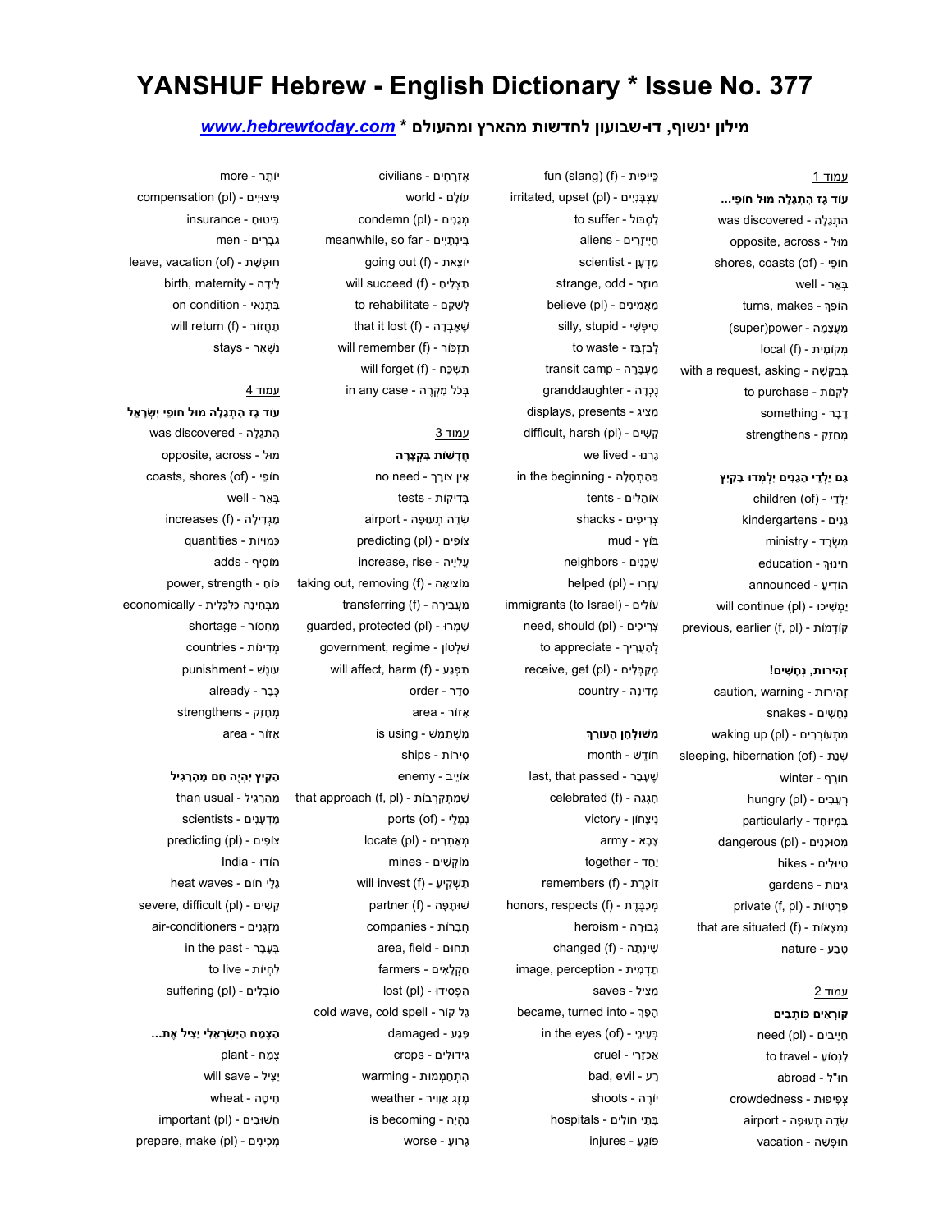# YANSHUF Hebrew - English Dictionary * Issue No. 377

## www.hebrewtoday.com * מילון ינשוף, דו-שבועון לחדשות מהארץ ומהעולם

עמוד 1

**עוֹד גָּז הִתְגַּלָּה מוּל חוֹפֵי...**

הִתְגַּלָּה - was discovered
מוּל - opposite, across
חוֹפֵי - shores, coasts (of)
בְּאֵר - well
הוֹפֵךְ - turns, makes
מַעֲצָמָה - (super)power
מְקוֹמִית - local (f)
בְּבַקָּשָׁה - with a request, asking
לִקְנוֹת - to purchase
דָּבָר - something
מְחַזֵּק - strengthens

**גַּם יַלְדֵי הַגַּנִּים יִלְמְדוּ בַּקַּיִץ**

יַלְדֵי - children (of)
גַּנִּים - kindergartens
מִשְׂרַד - ministry
חִינּוּךְ - education
הוֹדִיעַ - announced
יַמְשִׁיכוּ - will continue (pl)
קוֹדְמוֹת - previous, earlier (f, pl)

**זְהִירוּת, נְחָשִׁים!**

זְהִירוּת - caution, warning
נְחָשִׁים - snakes
מִתְעוֹרְרִים - waking up (pl)
שְׁנַת - sleeping, hibernation (of)
חוֹרֶף - winter
רְעֵבִים - hungry (pl)
בִּמְיוּחָד - particularly
מְסוּכָּנִים - dangerous (pl)
טִיּוּלִים - hikes
גִּינּוֹת - gardens
פְּרָטִיּוֹת - private (f, pl)
נִמְצָאוֹת - that are situated (f)
טֶבַע - nature

עמוד 2

**קוֹרְאִים כּוֹתְבִים**

חַיָּיבִים - need (pl)
לִנְסוֹעַ - to travel
חו"ל - abroad
צְפִיפוּת - crowdedness
שְׂדֵה תְעוּפָה - airport
חוּפְשָׁה - vacation
כֵּיפִית - fun (slang) (f)
עַצְבָּנִיִּים - irritated, upset (pl)
לִסְבּוֹל - to suffer
חַיְיזָרִים - aliens
מַדְעָן - scientist
מוּזָר - strange, odd
מַאֲמִינִים - believe (pl)
טִיפְּשִׁי - silly, stupid
לְבַזְבֵּז - to waste
מַעְבָּרָה - transit camp
נֶכְדָּה - granddaughter
מַצִּיג - displays, presents
קָשִׁים - difficult, harsh (pl)
גַּרְנוּ - we lived
בַּהַתְחָלָה - in the beginning
אוֹהָלִים - tents
צְרִיפִים - shacks
בּוֹץ - mud
שְׁכֵנִים - neighbors
עָזְרוּ - helped (pl)
עוֹלִים - immigrants (to Israel)
צְרִיכִים - need, should (pl)
לְהַעֲרִיךְ - to appreciate
מְקַבְּלִים - receive, get (pl)
מְדִינָה - country

**משולחן העורך**

חוֹדֶשׁ - month
שֶׁעָבַר - last, that passed
חָגְגָה - celebrated (f)
נִיצָּחוֹן - victory
צָבָא - army
יַחַד - together
זוֹכֶרֶת - remembers (f)
מְכַבֶּדֶת - honors, respects (f)
גְּבוּרָה - heroism
שִׁינְּתָה - changed (f)
תַּדְמִית - image, perception
מַצִּיל - saves
הָפַךְ - became, turned into
בְּעֵינֵי - in the eyes (of)
אַכְזָרִי - cruel
רַע - bad, evil
יוֹרֶה - shoots
בָּתֵּי חוֹלִים - hospitals
פּוֹגֵעַ - injures
אֶזְרָחִים - civilians
עוֹלָם - world
מְגַנִּים - condemn (pl)
בֵּינְתַיִים - meanwhile, so far
יוֹצֵאת - going out (f)
תַּצְלִיחַ - will succeed (f)
לְשַׁקֵּם - to rehabilitate
שֶׁאִבְּדָה - that it lost (f)
תִּזְכּוֹר - will remember (f)
תִּשְׁכַּח - will forget (f)
בְּכָל מִקְרֶה - in any case

עמוד 3

**חֲדָשׁוֹת בִּקְצָרָה**

אֵין צוֹרֶךְ - no need
בְּדִיקוֹת - tests
שְׂדֵה תְעוּפָה - airport
צוֹפִים - predicting (pl)
עֲלִיָּיה - increase, rise
מוֹצִיאָה - taking out, removing (f)
מַעֲבִירָה - transferring (f)
שָׁמְרוּ - guarded, protected (pl)
שִׁלְטוֹן - government, regime
תִּפְגַּע - will affect, harm (f)
סֵדֶר - order
אֵזוֹר - area
מִשְׁתַּמֵּשׁ - is using
סְפִינוֹת - ships
אוֹיֵב - enemy
שֶׁמִּתְקָרְבוֹת - that approach (f, pl)
נְמָלֵי - ports (of)
מְאַתְּרִים - locate (pl)
מוֹקְשִׁים - mines
תַּשְׁקִיעַ - will invest (f)
שׁוּתָּפָה - partner (f)
חֲבָרוֹת - companies
תְּחוּם - area, field
חַקְלָאִים - farmers
הִפְסִידוּ - lost (pl)
גַּל קוֹר - cold wave, cold spell
פָּגַע - damaged
גִּידּוּלִים - crops
הִתְחַמְּמוּת - warming
מֶזֶג אֲוִויר - weather
נִהְיָה - is becoming
גָּרוּעַ - worse
יוֹתֵר - more
פִּיצּוּיִים - compensation (pl)
בִּיטּוּחַ - insurance
גְּבָרִים - men
חוּפְשַׁת - leave, vacation (of)
לֵידָה - birth, maternity
בִּתְנַאי - on condition
תַּחֲזוֹר - will return (f)
נִשְׁאָר - stays

עמוד 4

**עוֹד גָּז הִתְגַּלָּה מוּל חוֹפֵי יִשְׂרָאֵל**

הִתְגַּלָּה - was discovered
מוּל - opposite, across
חוֹפֵי - coasts, shores (of)
בְּאֵר - well
מַגְדִּילָה - increases (f)
כַּמּוּיוֹת - quantities
מוֹסִיף - adds
כּוֹחַ - power, strength
מִבְּחִינָה כַּלְכָּלִית - economically
מַחְסוֹר - shortage
מְדִינוֹת - countries
עוֹנֶשׁ - punishment
כְּבָר - already
מְחַזֵּק - strengthens
אֵזוֹר - area

**הַקַּיִץ יִהְיֶה חַם מֵהָרָגִיל**

מֵהָרָגִיל - than usual
מַדְעָנִים - scientists
צוֹפִים - predicting (pl)
הוֹדוּ - India
גַּלֵּי חוֹם - heat waves
קָשִׁים - severe, difficult (pl)
מַזְגָנִים - air-conditioners
בֶּעָבָר - in the past
לִחְיוֹת - to live
סוֹבְלִים - suffering (pl)

**הַצֶּמַח הַיִּשְׂרְאֵלִי יַצִּיל אֶת...**

צֶמַח - plant
יַצִּיל - will save
חִיטָּה - wheat
חֲשׁוּבִים - important (pl)
מְכִינִים - prepare, make (pl)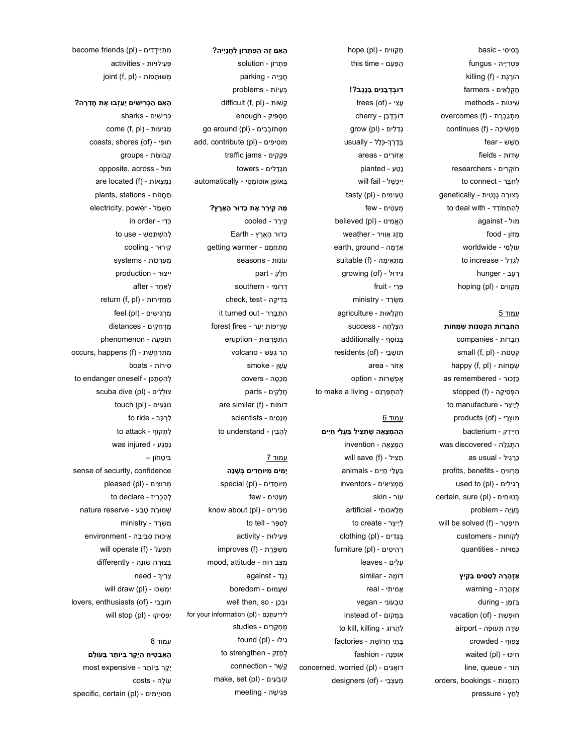בְּסִיסִי - basic
פִּטְרִיָּה - fungus
הוֹרֶגֶת - killing (f)
חַקְלָאִים - farmers
שִׁיטוֹת - methods
מִתְגַּבֶּרֶת - overcomes (f)
מַמְשִׁיכָה - continues (f)
חֲשָׁשׁ - fear
שָׂדוֹת - fields
חוֹקְרִים - researchers
לְחַבֵּר - to connect
בְּצוּרָה גֶּנֶטִית - genetically
לְהִתְמוֹדֵד - to deal with
מוּל - against
מָזוֹן - food
עוֹלָמִי - worldwide
לְגַדֵּל - to increase
רָעָב - hunger
מְקַוִּים - hoping (pl)

עמוד 5

**הַחֲבָרוֹת הַקְּטַנּוֹת שְׂמֵחוֹת**

חֲבָרוֹת - companies
קְטַנּוֹת - small (f, pl)
שְׂמֵחוֹת - happy (f, pl)
כַּזָּכוּר - as remembered
הִפְסִיקָה - stopped (f)
לְיַיצֵּר - to manufacture
מוּצְרֵי - products (of)
חַיְדַּק - bacterium
הִתְגַּלָּה - was discovered
כָּרָגִיל - as usual
מְרַוִּיחַ - profits, benefits
רְגִילִים - used to (pl)
בְּטוּחִים - certain, sure (pl)
בְּעָיָה - problem
תִּיפָּתֵר - will be solved (f)
לָקוֹחוֹת - customers
כַּמֻּיּוֹת - quantities

**אַזְהָרָה לְטָסִים בַּקַּיִץ**

אַזְהָרָה - warning
בִּזְמַן - during
חוּפְשַׁת - vacation (of)
שְׂדֵה תְּעוּפָה - airport
צָפוּף - crowded
חִיכּוּ - waited (pl)
תּוֹר - line, queue
הַזְמָנוֹת - orders, bookings
לַחַץ - pressure

מְקַוִּים - hope (pl)
הַפַּעַם - this time

**דּוּבְדְּבָנִים בַּנֶּגֶב?!**

עֲצֵי - trees (of)
דּוּבְדְּבָן - cherry
גְּדֵלִים - grow (pl)
בְּדֶרֶךְ-כְּלָל - usually
אֲזוֹרִים - areas
נָטַע - planted
יִיכָּשֵׁל - will fail
טְעִימִים - tasty (pl)
מְעַטִּים - few
הֶאֱמִינוּ - believed (pl)
מֶזֶג אֲוִויר - weather
אֲדָמָה - earth, ground
מַתְאִימָה - suitable (f)
גִּידּוּל - growing (of)
פְּרִי - fruit
מִשְׂרַד - ministry
חַקְלָאוּת - agriculture
הַצְלָחָה - success
בְּנוֹסָף - additionally
תּוֹשָׁבֵי - residents (of)
אֵזוֹר - area
אֶפְשָׁרוּת - option
לְהִתְפַּרְנֵס - to make a living

עמוד 6

**הַהַמְצָאָה שֶׁתַּצִּיל בַּעֲלֵי חַיִּים**

הַמְצָאָה - invention
תַּצִּיל - will save (f)
בַּעֲלֵי חַיִּים - animals
מַמְצִיאִים - inventors
עוֹר - skin
מְלָאכוּתִי - artificial
לְיַיצֵּר - to create
בְּגָדִים - clothing (pl)
רָהִיטִים - furniture (pl)
עָלִים - leaves
דּוֹמֶה - similar
אֲמִיתִּי - real
טִבְעוֹנִי - vegan
בִּמְקוֹם - instead of
לַהֲרוֹג - to kill, killing
בָּתֵּי חֲרוֹשֶׁת - factories
אוֹפְנָה - fashion
דּוֹאֲגִים - concerned, worried (pl)
מְעַצְּבֵי - designers (of)

**הַאִם זֶה הַפִּתְרוֹן לַחֲנָיָיה?**

פִּתְרוֹן - solution
חֲנָיָיה - parking
בְּעָיוֹת - problems
קָשׁוֹת - difficult (f, pl)
מַסְפִּיק - enough
מִסְתּוֹבְבִים - go around (pl)
מוֹסִיפִים - add, contribute (pl)
פְּקָקִים - traffic jams
מִגְדָּלִים - towers
בְּאוֹפֶן אוֹטוֹמָטִי - automatically

**מָה קֵירֵר אֶת כַּדּוּר הָאָרֶץ?**

קֵירֵר - cooled
כַּדּוּר הָאָרֶץ - Earth
מִתְחַמֵּם - getting warmer
עוֹנוֹת - seasons
חֵלֶק - part
דְּרוֹמִי - southern
בְּדִיקָה - check, test
הִתְבָּרֵר - it turned out
שְׂרֵיפוֹת יַעַר - forest fires
הִתְפָּרְצוּת - eruption
הַר גַּעַשׁ - volcano
עָשָׁן - smoke
מְכַסֶּה - covers
חֲלָקִים - parts
דּוֹמוֹת - are similar (f)
מַדְּעָנִים - scientists
לְהָבִין - to understand

עמוד 7

**יָמִים מְיוּחָדִים בַּשָּׁנָה**

מְיוּחָדִים - special (pl)
מְעַטִּים - few
מַכִּירִים - know about (pl)
לְסַפֵּר - to tell
פְּעִילוּת - activity
מְשַׁפֶּרֶת - improves (f)
מַצַּב רוּחַ - mood, attitude
נֶגֶד - against
שִׁעֲמוּם - boredom
וּבְכֵן - well then, so
לִידִיעַתְכֶם - for your information (pl)
מֶחְקָרִים - studies
גִּילּוּ - found (pl)
לְחַזֵּק - to strengthen
קֶשֶׁר - connection
קוֹבְעִים - make, set (pl)
פְּגִישָׁה - meeting

מִתְיַידְּדִים - become friends (pl)
פְּעִילוּיוֹת - activities
מְשׁוּתָּפוֹת - joint (f, pl)

**הַאִם הַכְּרִישִׁים יַעַזְבוּ אֶת חֲדֵרָה?**

כְּרִישִׁים - sharks
מַגִּיעוֹת - come (f, pl)
חוֹפֵי - coasts, shores (of)
קְבוּצוֹת - groups
מוּל - opposite, across
נִמְצָאוֹת - are located (f)
תַּחֲנוֹת - plants, stations
חַשְׁמַל - electricity, power
כְּדֵי - in order
לְהִשְׁתַּמֵּשׁ - to use
קֵירוּר - cooling
מַעֲרָכוֹת - systems
יִיצוּר - production
לְאַחַר - after
מַחְזִירוֹת - return (f, pl)
מַרְגִּישִׁים - feel (pl)
מֶרְחַקִּים - distances
תּוֹפָעָה - phenomenon
מִתְרַחֶשֶׁת - occurs, happens (f)
סִירוֹת - boats
לְהִסְתַּכֵּן - to endanger oneself
צוֹלְלִים - scuba dive (pl)
נוֹגְעִים - touch (pl)
לִרְכַּב - to ride
לִתְקוֹף - to attack
נִפְגַּע - was injured
בִּיטָּחוֹן –
sense of security, confidence
מְרוּצִּים - pleased (pl)
לְהַכְרִיז - to declare
שְׁמוּרַת טֶבַע - nature reserve
מִשְׂרַד - ministry
אֵיכוּת סְבִיבָה - environment
תִּפְעַל - will operate (f)
בְּצוּרָה שׁוֹנָה - differently
צָרִיךְ - need
יִמְשְׁכוּ - will draw (pl)
חוֹבְבֵי - lovers, enthusiasts (of)
יַפְסִיקוּ - will stop (pl)

עמוד 8

**הָאֲבַטִּיחַ הַיָּקָר בְּיוֹתֵר בָּעוֹלָם**

יָקָר בְּיוֹתֵר - most expensive
עוֹלֶה - costs
מְסוּיָּמִים - specific, certain (pl)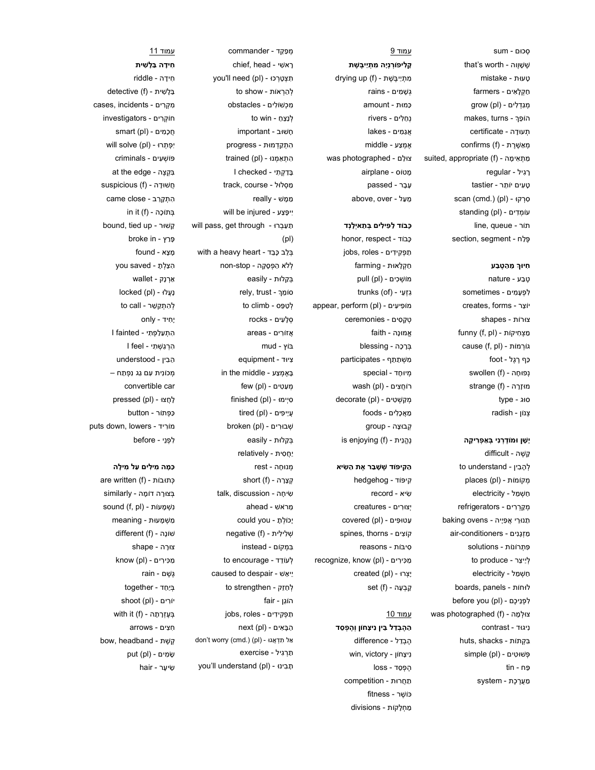סְכוּם - sum
שָׁוֶוה - that's worth
טָעוּת - mistake
חַקְלָאִים - farmers
מְגַדְּלִים - grow (pl)
הוֹפֵךְ - makes, turns
תְּעוּדָה - certificate
מְאַשֶּׁרֶת - confirms (f)
מַתְאִימָה - suited, appropriate (f)
רָגִיל - regular
טָעִים יוֹתֵר - tastier
סִרְקוּ - scan (cmd.) (pl)
עוֹמְדִים - standing (pl)
תּוֹר - line, queue
פֶּלַח - section, segment

**חִיּוּךְ מֵהַטֶּבַע**

טֶבַע - nature
לִפְעָמִים - sometimes
יוֹצֵר - creates, forms
צוּרוֹת - shapes
מַצְחִיקוֹת - funny (f, pl)
גּוֹרְמוֹת - cause (f, pl)
כַּף רֶגֶל - foot
נְפוּחָה - swollen (f)
מוּזָרָה - strange (f)
סוּג - type
צְנוֹן - radish

**יָשָׁן וּמוּדֶרְנִי בְּאַפְרִיקָה**

קָשֶׁה - difficult
לְהָבִין - to understand
מְקוֹמוֹת - places (pl)
חַשְׁמַל - electricity
מְקָרְרִים - refrigerators
תַּנּוּרֵי אֲפִיָּה - baking ovens
מַזְגָנִים - air-conditioners
פִּתְרוֹנוֹת - solutions
לְיַיצֵר - to produce
חַשְׁמַל - electricity
לוּחוֹת - boards, panels
לִפְנֵיכֶם - before you (pl)
צוּלְמָה - was photographed (f)
נִיגּוּד - contrast
בִּקְתוֹת - huts, shacks
פְּשׁוּטִים - simple (pl)
פַּח - tin
מַעֲרֶכֶת - system

עמוד 9

**קָלִיפוֹרְנְיָה מִתְיַיבֶּשֶׁת**

מִתְיַיבֶּשֶׁת - drying up (f)
גְּשָׁמִים - rains
כַּמּוּת - amount
נְחָלִים - rivers
אֲגַמִּים - lakes
אֶמְצַע - middle
צוּלַּם - was photographed
מָטוֹס - airplane
עָבַר - passed
מֵעַל - above, over

**כָּבוֹד לַפִּילִים בְּתָאִילַנְד**

כָּבוֹד - honor, respect
תַּפְקִידִים - jobs, roles
חַקְלָאוּת - farming
מוֹשְׁכִים - pull (pl)
גִּזְעֵי - trunks (of)
מוֹפִיעִים - appear, perform (pl)
טְקָסִים - ceremonies
אֱמוּנָה - faith
בְּרָכָה - blessing
מִשְׁתַּתֵּף - participates
מְיוּחָד - special
רוֹחֲצִים - wash (pl)
מְקַשְּׁטִים - decorate (pl)
מַאֲכָלִים - foods
קְבוּצָה - group
נֶהֱנֵית - is enjoying (f)

**הַקִּיפּוֹד שֶׁשָּׁבַר אֶת הַשִּׂיא**

קִיפּוֹד - hedgehog
שִׂיא - record
יְצוּרִים - creatures
עֲטוּפִים - covered (pl)
קוֹצִים - spines, thorns
סִיבּוֹת - reasons
מַכִּירִים - recognize, know (pl)
יָצְרוּ - created (pl)
קָבְעָה - set (f)

עמוד 10

**הַהֶבְדֵּל בֵּין נִיצָּחוֹן וְהֶפְסֵד**

הֶבְדֵּל - difference
נִיצָּחוֹן - win, victory
הֶפְסֵד - loss
תַּחֲרוּת - competition
כּוֹשֶׁר - fitness
מַחְלָקוֹת - divisions
מְפַקֵּד - commander
רָאשִׁי - chief, head
תִּצְטָרְכוּ - you'll need (pl)
לְהַרְאוֹת - to show
מִכְשׁוֹלִים - obstacles
לְנַצֵּחַ - to win
חָשׁוּב - important
הִתְקַדְּמוּת - progress
הִתְאַמְּנוּ - trained (pl)
בָּדַקְתִּי - I checked
מַסְלוּל - track, course
מַמָּשׁ - really
יִיפָּצַע - will be injured
תַּעַבְרוּ - will pass, get through (pl)
בְּלֵב כָּבֵד - with a heavy heart
לְלֹא הַפְסָקָה - non-stop
בְּקַלּוּת - easily
סוֹמֵךְ - rely, trust
לְטַפֵּס - to climb
סְלָעִים - rocks
אֲזוֹרִים - areas
בּוֹץ - mud
צִיּוּד - equipment
בְּאֶמְצַע - in the middle
מְעַטִּים - few (pl)
סִיְּימוּ - finished (pl)
עֲיֵיפִים - tired (pl)
שְׁבוּרִים - broken (pl)
בְּקַלּוּת - easily
יַחֲסִית - relatively
מְנוּחָה - rest
קְצָרָה - short (f)
שִׂיחָה - talk, discussion
מֵרֹאשׁ - ahead
יָכוֹלְתָּ - could you
שְׁלִילִית - negative (f)
בִּמְקוֹם - instead
לְעוֹדֵד - to encourage
יֵיאֵשׁ - caused to despair
לְחַזֵּק - to strengthen
הוֹגֵן - fair
תַּפְקִידִים - jobs, roles
הַבָּאִים - next (pl)
אַל תִּדְאֲגוּ - don't worry (cmd.) (pl)
תַּרְגִּיל - exercise
תָּבִינוּ - you'll understand (pl)

עמוד 11

**חִידָה בַּלָּשִׁית**

חִידָה - riddle
בַּלָּשִׁית - detective (f)
מִקְרִים - cases, incidents
חוֹקְרִים - investigators
חֲכָמִים - smart (pl)
יִפְתְּרוּ - will solve (pl)
פּוֹשְׁעִים - criminals
בְּקָצֶה - at the edge
חֲשׁוּדָה - suspicious (f)
הִתְקָרֵב - came close
בְּתוֹכָהּ - in it (f)
קָשׁוּר - bound, tied up
פָּרַץ - broke in
מָצָא - found
הִצַּלְתָּ - you saved
אַרְנָק - wallet
נָעֲלוּ - locked (pl)
לְהִתְקַשֵּׁר - to call
יָחִיד - only
הִתְעַלַּפְתִּי - I fainted
הִרְגַּשְׁתִּי - I feel
הֵבִין - understood
מְכוֹנִית עִם גַּג נִפְתָּח – convertible car
לָחֲצוּ - pressed (pl)
כַּפְתּוֹר - button
מוֹרִיד - puts down, lowers
לִפְנֵי - before

**כַּמָּה מִילִּים עַל מִילָּה**

כְּתוּבוֹת - are written (f)
בְּצוּרָה דּוֹמָה - similarly
נִשְׁמָעוֹת - sound (f, pl)
מַשְׁמָעוּת - meaning
שׁוֹנָה - different (f)
צוּרָה - shape
מַכִּירִים - know (pl)
גֶּשֶׁם - rain
בְּיַחַד - together
יוֹרִים - shoot (pl)
בְּעֶזְרָתָהּ - with it (f)
חִצִּים - arrows
קֶשֶׁת - bow, headband
שָׂמִים - put (pl)
שֵׂיעָר - hair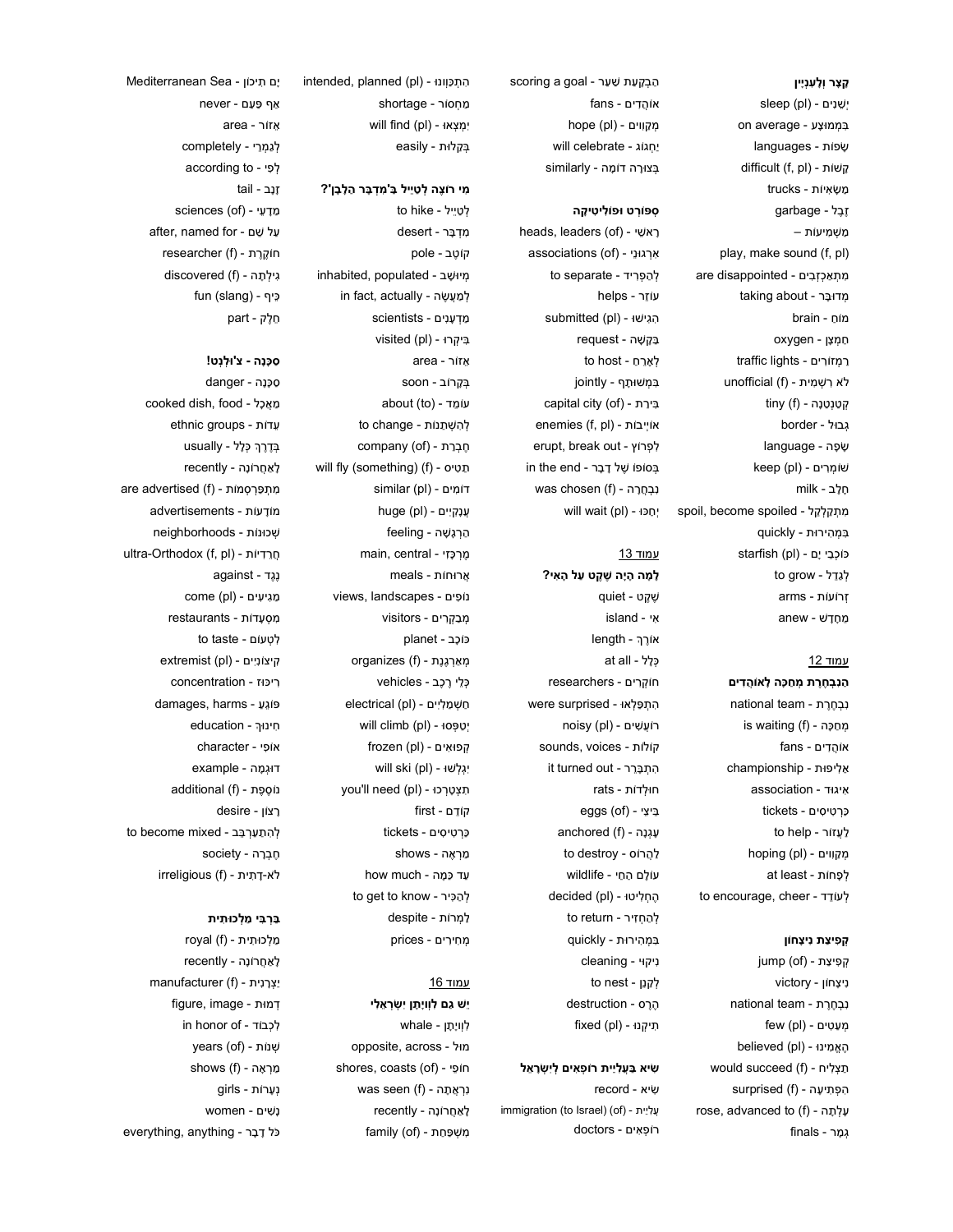**קָצָר וְלָעִנְיָין**

יְשֵׁנִים - (pl) sleep
בְּמְמוּצָּע - on average
שָׂפוֹת - languages
קָשׁוֹת - (f, pl) difficult
מַשָּׂאִיּוֹת - trucks
זֶבֶל - garbage
מַשְׁמִיעוֹת – (f, pl) play, make sound
מִתְאַכְזְבִים - are disappointed
מְדוּבָּר - taking about
מוֹחַ - brain
חַמְצָן - oxygen
רַמְזוֹרִים - traffic lights
לֹא רִשְׁמִית - (f) unofficial
קְטַנְטַנָּה - (f) tiny
גְּבוּל - border
שָׂפָה - language
שׁוֹמְרִים - (pl) keep
חָלָב - milk
מִתְקַלְקֵל - spoil, become spoiled
בִּמְהִירוּת - quickly
כּוֹכְבֵי יָם - (pl) starfish
לְגַדֵּל - to grow
זְרוֹעוֹת - arms
מֵחָדָשׁ - anew

עמוד 12

**הַנִּבְחֶרֶת מְחַכָּה לְאוֹהֲדִים**

נִבְחֶרֶת - national team
מְחַכָּה - (f) is waiting
אוֹהֲדִים - fans
אַלִּיפוּת - championship
אִיגּוּד - association
כַּרְטִיסִים - tickets
לַעֲזוֹר - to help
מְקַוִּים - (pl) hoping
לְפָחוֹת - at least
לְעוֹדֵד - to encourage, cheer

**קְפִיצַת נִיצָּחוֹן**

קְפִיצַת - (of) jump
נִיצָּחוֹן - victory
נִבְחֶרֶת - national team
מְעַטִּים - (pl) few
הֶאֱמִינוּ - (pl) believed
תַּצְלִיחַ - (f) would succeed
הִפְתִּיעָה - (f) surprised
עָלְתָה - (f) rose, advanced to
גְּמָר - finals

הַבְקָעַת שַׁעַר - scoring a goal
אוֹהֲדִים - fans
מְקַוִּים - (pl) hope
יַחְגּוֹג - will celebrate
בְּצוּרָה דּוֹמָה - similarly

**סְפּוֹרְט וּפּוֹלִיטִיקָה**

רָאשֵׁי - (of) heads, leaders
אִרְגּוּנֵי - (of) associations
לְהַפְרִיד - to separate
עוֹזֵר - helps
הִגִּישׁוּ - (pl) submitted
בַּקָּשָׁה - request
לְאָרֵחַ - to host
בְּמְשׁוּתָּף - jointly
בִּירַת - (of) capital city
אוֹיְבוֹת - (f, pl) enemies
לִפְרוֹץ - erupt, break out
בְּסוֹפוֹ שֶׁל דָּבָר - in the end
נִבְחֲרָה - (f) was chosen
יְחַכּוּ - (pl) will wait

עמוד 13

**לָמָּה הָיָה שָׁקֵט עַל הָאִי?**

שָׁקֵט - quiet
אִי - island
אוֹרֶךְ - length
כְּלָל - at all
חוֹקְרִים - researchers
הִתְפַּלְאוּ - were surprised
רוֹעֲשִׁים - (pl) noisy
קוֹלוֹת - sounds, voices
הִתְבָּרֵר - it turned out
חוּלְדּוֹת - rats
בֵּיצֵי - (of) eggs
עֲגוּנָה - (f) anchored
לַהֲרוֹס - to destroy
עוֹלַם הַחַי - wildlife
הֶחְלִיטוּ - (pl) decided
לְהַחְזִיר - to return
בִּמְהִירוּת - quickly
נִיקּוּי - cleaning
לְקַנֵּן - to nest
הֶרֶס - destruction
תִּיקְּנוּ - (pl) fixed

**שִׂיא בַּעֲלִיַּית רוֹפְאִים לְיִשְׂרָאֵל**

שִׂיא - record
עֲלִיַּית - (of) immigration (to Israel)
רוֹפְאִים - doctors

הִתְכַּוְּונוּ - (pl) intended, planned
מַחְסוֹר - shortage
יִמְצְאוּ - (pl) will find
בְּקַלּוּת - easily

**מִי רוֹצָה לְטַיֵּיל בַּ'מִּדְבָּר הַלָּבָן'?**

לְטַיֵּיל - to hike
מִדְבָּר - desert
קוֹטֶב - pole
מְיוּשָּׁב - inhabited, populated
לְמַעֲשֶׂה - in fact, actually
מַדְעָנִים - scientists
בִּיקְּרוּ - (pl) visited
אֵזוֹר - area
בְּקָרוֹב - soon
עוֹמֵד - (to) about
לְהִשְׁתַּנּוֹת - to change
חֶבְרַת - (of) company
תַּטִּיס - (f) will fly (something)
דּוֹמִים - (pl) similar
עֲנָקִיִּים - (pl) huge
הַרְגָּשָׁה - feeling
מֶרְכָּזִי - main, central
אֲרוּחוֹת - meals
נוֹפִים - views, landscapes
מְבַקְּרִים - visitors
כּוֹכָב - planet
מְאַרְגֶּנֶת - (f) organizes
כְּלֵי רֶכֶב - vehicles
חַשְׁמַלִּיִּים - (pl) electrical
יְטַפְּסוּ - (pl) will climb
קְפוּאִים - (pl) frozen
יִגְלְשׁוּ - (pl) will ski
תִּצְטָרְכוּ - (pl) you'll need
קוֹדֶם - first
כַּרְטִיסִים - tickets
מַרְאֶה - shows
עַד כַּמָּה - how much
לְהַכִּיר - to get to know
לַמְרוֹת - despite
מְחִירִים - prices

עמוד 16

**יֵשׁ גַּם לִוְויָתָן יִשְׂרְאֵלִי**

לִוְויָתָן - whale
מוּל - opposite, across
חוֹפֵי - (of) shores, coasts
נִרְאֲתָה - (f) was seen
לָאַחֲרוֹנָה - recently
מִשְׁפַּחַת - (of) family

יָם תִּיכוֹן - Mediterranean Sea
אַף פַּעַם - never
אֵזוֹר - area
לַגְמְרֵי - completely
לְפִי - according to
זָנָב - tail
מַדְעֵי - (of) sciences
עַל שֵׁם - after, named for
חוֹקֶרֶת - (f) researcher
גִּילְּתָה - (f) discovered
כֵּיף - (slang) fun
חֵלֶק - part

**סַכָּנָה - צ'וֹלְנְט!**

סַכָּנָה - danger
מַאֲכָל - cooked dish, food
עֵדוֹת - ethnic groups
בְּדֶרֶךְ כְּלָל - usually
לָאַחֲרוֹנָה - recently
מִתְפַּרְסְמוֹת - (f) are advertised
מוֹדָעוֹת - advertisements
שְׁכוּנוֹת - neighborhoods
חֲרֵדִיּוֹת - (f, pl) ultra-Orthodox
נֶגֶד - against
מַגִּיעִים - (pl) come
מִסְעָדוֹת - restaurants
לִטְעוֹם - to taste
קִיצוֹנִיִּים - (pl) extremist
רִיכּוּז - concentration
פּוֹגֵעַ - damages, harms
חִינּוּךְ - education
אוֹפִי - character
דּוּגְמָה - example
נוֹסֶפֶת - (f) additional
רָצוֹן - desire
לְהִתְעַרְבֵּב - to become mixed
חֶבְרָה - society
לֹא-דָּתִית - (f) irreligious

**בְּרַבֵּי מַלְכוּתִית**

מַלְכוּתִית - (f) royal
לָאַחֲרוֹנָה - recently
יַצְרָנִית - (f) manufacturer
דְּמוּת - figure, image
לִכְבוֹד - in honor of
שְׁנוֹת - (of) years
מַרְאָה - (f) shows
נְעָרוֹת - girls
נָשִׁים - women
כָּל דָּבָר - everything, anything